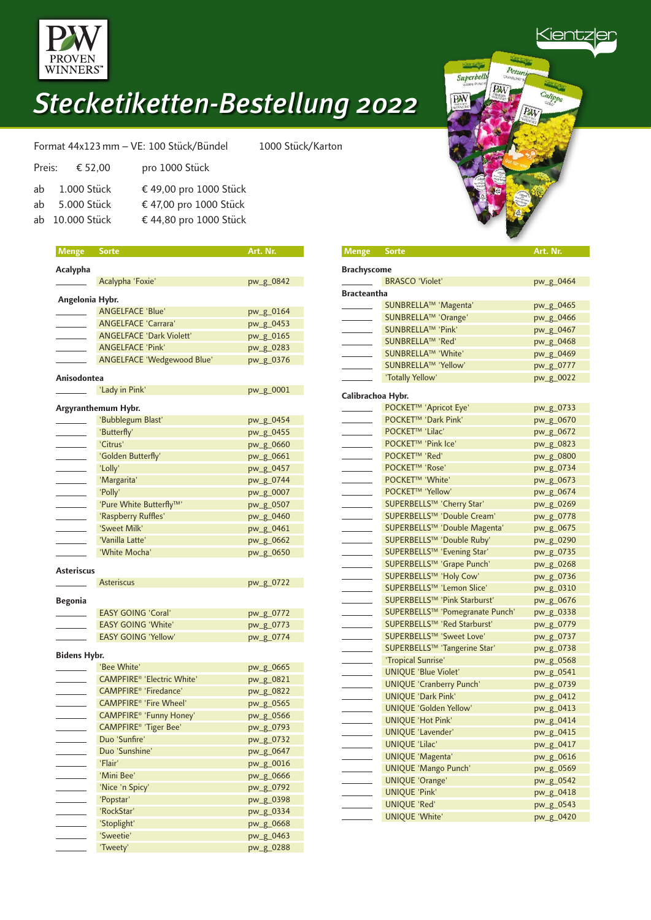# Stecketiketten-Bestellung 2022

Format 44x123 mm – VE: 100 Stück/Bündel 1000 Stück/Karton

Preis: € 52,00 pro 1000 Stück

ab 1.000 Stück € 49,00 pro 1000 Stück
ab 5.000 Stück € 47,00 pro 1000 Stück
ab 10.000 Stück € 44,80 pro 1000 Stück

| Menge | Sorte | Art. Nr. |
|---|---|---|
| | **Acalypha** | |
| ______ | Acalypha 'Foxie' | pw_g_0842 |
| | **Angelonia Hybr.** | |
| ______ | ANGELFACE 'Blue' | pw_g_0164 |
| ______ | ANGELFACE 'Carrara' | pw_g_0453 |
| ______ | ANGELFACE 'Dark Violett' | pw_g_0165 |
| ______ | ANGELFACE 'Pink' | pw_g_0283 |
| ______ | ANGELFACE 'Wedgewood Blue' | pw_g_0376 |
| | **Anisodontea** | |
| ______ | 'Lady in Pink' | pw_g_0001 |
| | **Argyranthemum Hybr.** | |
| ______ | 'Bubblegum Blast' | pw_g_0454 |
| ______ | 'Butterfly' | pw_g_0455 |
| ______ | 'Citrus' | pw_g_0660 |
| ______ | 'Golden Butterfly' | pw_g_0661 |
| ______ | 'Lolly' | pw_g_0457 |
| ______ | 'Margarita' | pw_g_0744 |
| ______ | 'Polly' | pw_g_0007 |
| ______ | 'Pure White Butterfly™' | pw_g_0507 |
| ______ | 'Raspberry Ruffles' | pw_g_0460 |
| ______ | 'Sweet Milk' | pw_g_0461 |
| ______ | 'Vanilla Latte' | pw_g_0662 |
| ______ | 'White Mocha' | pw_g_0650 |
| | **Asteriscus** | |
| ______ | Asteriscus | pw_g_0722 |
| | **Begonia** | |
| ______ | EASY GOING 'Coral' | pw_g_0772 |
| ______ | EASY GOING 'White' | pw_g_0773 |
| ______ | EASY GOING 'Yellow' | pw_g_0774 |
| | **Bidens Hybr.** | |
| ______ | 'Bee White' | pw_g_0665 |
| ______ | CAMPFIRE® 'Electric White' | pw_g_0821 |
| ______ | CAMPFIRE® 'Firedance' | pw_g_0822 |
| ______ | CAMPFIRE® 'Fire Wheel' | pw_g_0565 |
| ______ | CAMPFIRE® 'Funny Honey' | pw_g_0566 |
| ______ | CAMPFIRE® 'Tiger Bee' | pw_g_0793 |
| ______ | Duo 'Sunfire' | pw_g_0732 |
| ______ | Duo 'Sunshine' | pw_g_0647 |
| ______ | 'Flair' | pw_g_0016 |
| ______ | 'Mini Bee' | pw_g_0666 |
| ______ | 'Nice 'n Spicy' | pw_g_0792 |
| ______ | 'Popstar' | pw_g_0398 |
| ______ | 'RockStar' | pw_g_0334 |
| ______ | 'Stoplight' | pw_g_0668 |
| ______ | 'Sweetie' | pw_g_0463 |
| ______ | 'Tweety' | pw_g_0288 |

| Menge | Sorte | Art. Nr. |
|---|---|---|
| | **Brachyscome** | |
| ______ | BRASCO 'Violet' | pw_g_0464 |
| | **Bracteantha** | |
| ______ | SUNBRELLA™ 'Magenta' | pw_g_0465 |
| ______ | SUNBRELLA™ 'Orange' | pw_g_0466 |
| ______ | SUNBRELLA™ 'Pink' | pw_g_0467 |
| ______ | SUNBRELLA™ 'Red' | pw_g_0468 |
| ______ | SUNBRELLA™ 'White' | pw_g_0469 |
| ______ | SUNBRELLA™ 'Yellow' | pw_g_0777 |
| ______ | 'Totally Yellow' | pw_g_0022 |
| | **Calibrachoa Hybr.** | |
| ______ | POCKET™ 'Apricot Eye' | pw_g_0733 |
| ______ | POCKET™ 'Dark Pink' | pw_g_0670 |
| ______ | POCKET™ 'Lilac' | pw_g_0672 |
| ______ | POCKET™ 'Pink Ice' | pw_g_0823 |
| ______ | POCKET™ 'Red' | pw_g_0800 |
| ______ | POCKET™ 'Rose' | pw_g_0734 |
| ______ | POCKET™ 'White' | pw_g_0673 |
| ______ | POCKET™ 'Yellow' | pw_g_0674 |
| ______ | SUPERBELLS™ 'Cherry Star' | pw_g_0269 |
| ______ | SUPERBELLS™ 'Double Cream' | pw_g_0778 |
| ______ | SUPERBELLS™ 'Double Magenta' | pw_g_0675 |
| ______ | SUPERBELLS™ 'Double Ruby' | pw_g_0290 |
| ______ | SUPERBELLS™ 'Evening Star' | pw_g_0735 |
| ______ | SUPERBELLS™ 'Grape Punch' | pw_g_0268 |
| ______ | SUPERBELLS™ 'Holy Cow' | pw_g_0736 |
| ______ | SUPERBELLS™ 'Lemon Slice' | pw_g_0310 |
| ______ | SUPERBELLS™ 'Pink Starburst' | pw_g_0676 |
| ______ | SUPERBELLS™ 'Pomegranate Punch' | pw_g_0338 |
| ______ | SUPERBELLS™ 'Red Starburst' | pw_g_0779 |
| ______ | SUPERBELLS™ 'Sweet Love' | pw_g_0737 |
| ______ | SUPERBELLS™ 'Tangerine Star' | pw_g_0738 |
| ______ | 'Tropical Sunrise' | pw_g_0568 |
| ______ | UNIQUE 'Blue Violet' | pw_g_0541 |
| ______ | UNIQUE 'Cranberry Punch' | pw_g_0739 |
| ______ | UNIQUE 'Dark Pink' | pw_g_0412 |
| ______ | UNIQUE 'Golden Yellow' | pw_g_0413 |
| ______ | UNIQUE 'Hot Pink' | pw_g_0414 |
| ______ | UNIQUE 'Lavender' | pw_g_0415 |
| ______ | UNIQUE 'Lilac' | pw_g_0417 |
| ______ | UNIQUE 'Magenta' | pw_g_0616 |
| ______ | UNIQUE 'Mango Punch' | pw_g_0569 |
| ______ | UNIQUE 'Orange' | pw_g_0542 |
| ______ | UNIQUE 'Pink' | pw_g_0418 |
| ______ | UNIQUE 'Red' | pw_g_0543 |
| ______ | UNIQUE 'White' | pw_g_0420 |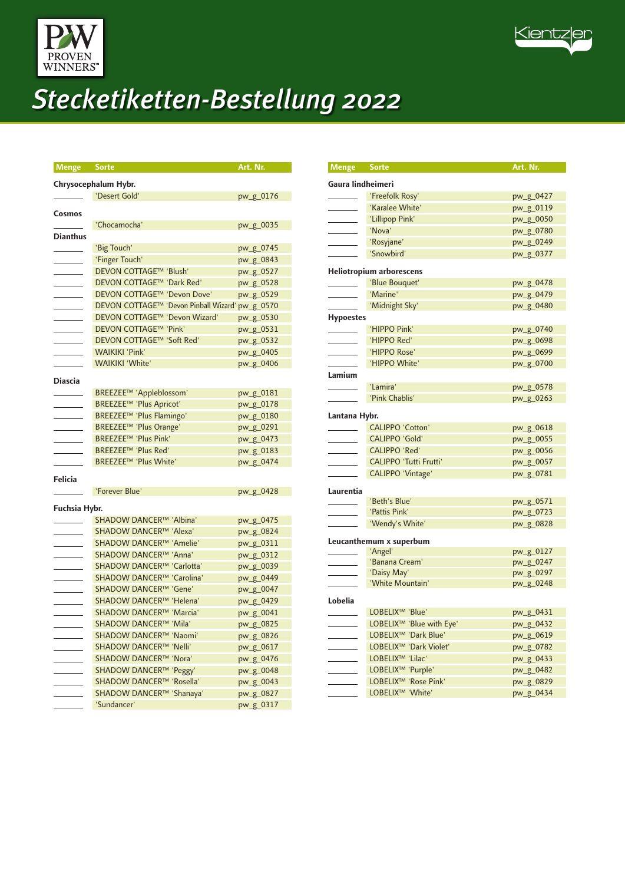# Stecketiketten-Bestellung 2022

| Menge | Sorte | Art. Nr. |
|---|---|---|
| | **Chrysocephalum Hybr.** | |
| ______ | 'Desert Gold' | pw_g_0176 |
| | **Cosmos** | |
| ______ | 'Chocamocha' | pw_g_0035 |
| | **Dianthus** | |
| ______ | 'Big Touch' | pw_g_0745 |
| ______ | 'Finger Touch' | pw_g_0843 |
| ______ | DEVON COTTAGE™ 'Blush' | pw_g_0527 |
| ______ | DEVON COTTAGE™ 'Dark Red' | pw_g_0528 |
| ______ | DEVON COTTAGE™ 'Devon Dove' | pw_g_0529 |
| ______ | DEVON COTTAGE™ 'Devon Pinball Wizard' | pw_g_0570 |
| ______ | DEVON COTTAGE™ 'Devon Wizard' | pw_g_0530 |
| ______ | DEVON COTTAGE™ 'Pink' | pw_g_0531 |
| ______ | DEVON COTTAGE™ 'Soft Red' | pw_g_0532 |
| ______ | WAIKIKI 'Pink' | pw_g_0405 |
| ______ | WAIKIKI 'White' | pw_g_0406 |
| | **Diascia** | |
| ______ | BREEZEE™ 'Appleblossom' | pw_g_0181 |
| ______ | BREEZEE™ 'Plus Apricot' | pw_g_0178 |
| ______ | BREEZEE™ 'Plus Flamingo' | pw_g_0180 |
| ______ | BREEZEE™ 'Plus Orange' | pw_g_0291 |
| ______ | BREEZEE™ 'Plus Pink' | pw_g_0473 |
| ______ | BREEZEE™ 'Plus Red' | pw_g_0183 |
| ______ | BREEZEE™ 'Plus White' | pw_g_0474 |
| | **Felicia** | |
| ______ | 'Forever Blue' | pw_g_0428 |
| | **Fuchsia Hybr.** | |
| ______ | SHADOW DANCER™ 'Albina' | pw_g_0475 |
| ______ | SHADOW DANCER™ 'Alexa' | pw_g_0824 |
| ______ | SHADOW DANCER™ 'Amelie' | pw_g_0311 |
| ______ | SHADOW DANCER™ 'Anna' | pw_g_0312 |
| ______ | SHADOW DANCER™ 'Carlotta' | pw_g_0039 |
| ______ | SHADOW DANCER™ 'Carolina' | pw_g_0449 |
| ______ | SHADOW DANCER™ 'Gene' | pw_g_0047 |
| ______ | SHADOW DANCER™ 'Helena' | pw_g_0429 |
| ______ | SHADOW DANCER™ 'Marcia' | pw_g_0041 |
| ______ | SHADOW DANCER™ 'Mila' | pw_g_0825 |
| ______ | SHADOW DANCER™ 'Naomi' | pw_g_0826 |
| ______ | SHADOW DANCER™ 'Nelli' | pw_g_0617 |
| ______ | SHADOW DANCER™ 'Nora' | pw_g_0476 |
| ______ | SHADOW DANCER™ 'Peggy' | pw_g_0048 |
| ______ | SHADOW DANCER™ 'Rosella' | pw_g_0043 |
| ______ | SHADOW DANCER™ 'Shanaya' | pw_g_0827 |
| ______ | 'Sundancer' | pw_g_0317 |

| Menge | Sorte | Art. Nr. |
|---|---|---|
| | **Gaura lindheimeri** | |
| ______ | 'Freefolk Rosy' | pw_g_0427 |
| ______ | 'Karalee White' | pw_g_0119 |
| ______ | 'Lillipop Pink' | pw_g_0050 |
| ______ | 'Nova' | pw_g_0780 |
| ______ | 'Rosyjane' | pw_g_0249 |
| ______ | 'Snowbird' | pw_g_0377 |
| | **Heliotropium arborescens** | |
| ______ | 'Blue Bouquet' | pw_g_0478 |
| ______ | 'Marine' | pw_g_0479 |
| ______ | 'Midnight Sky' | pw_g_0480 |
| | **Hypoestes** | |
| ______ | 'HIPPO Pink' | pw_g_0740 |
| ______ | 'HIPPO Red' | pw_g_0698 |
| ______ | 'HIPPO Rose' | pw_g_0699 |
| ______ | 'HIPPO White' | pw_g_0700 |
| | **Lamium** | |
| ______ | 'Lamira' | pw_g_0578 |
| ______ | 'Pink Chablis' | pw_g_0263 |
| | **Lantana Hybr.** | |
| ______ | CALIPPO 'Cotton' | pw_g_0618 |
| ______ | CALIPPO 'Gold' | pw_g_0055 |
| ______ | CALIPPO 'Red' | pw_g_0056 |
| ______ | CALIPPO 'Tutti Frutti' | pw_g_0057 |
| ______ | CALIPPO 'Vintage' | pw_g_0781 |
| | **Laurentia** | |
| ______ | 'Beth's Blue' | pw_g_0571 |
| ______ | 'Pattis Pink' | pw_g_0723 |
| ______ | 'Wendy's White' | pw_g_0828 |
| | **Leucanthemum x superbum** | |
| ______ | 'Angel' | pw_g_0127 |
| ______ | 'Banana Cream' | pw_g_0247 |
| ______ | 'Daisy May' | pw_g_0297 |
| ______ | 'White Mountain' | pw_g_0248 |
| | **Lobelia** | |
| ______ | LOBELIX™ 'Blue' | pw_g_0431 |
| ______ | LOBELIX™ 'Blue with Eye' | pw_g_0432 |
| ______ | LOBELIX™ 'Dark Blue' | pw_g_0619 |
| ______ | LOBELIX™ 'Dark Violet' | pw_g_0782 |
| ______ | LOBELIX™ 'Lilac' | pw_g_0433 |
| ______ | LOBELIX™ 'Purple' | pw_g_0482 |
| ______ | LOBELIX™ 'Rose Pink' | pw_g_0829 |
| ______ | LOBELIX™ 'White' | pw_g_0434 |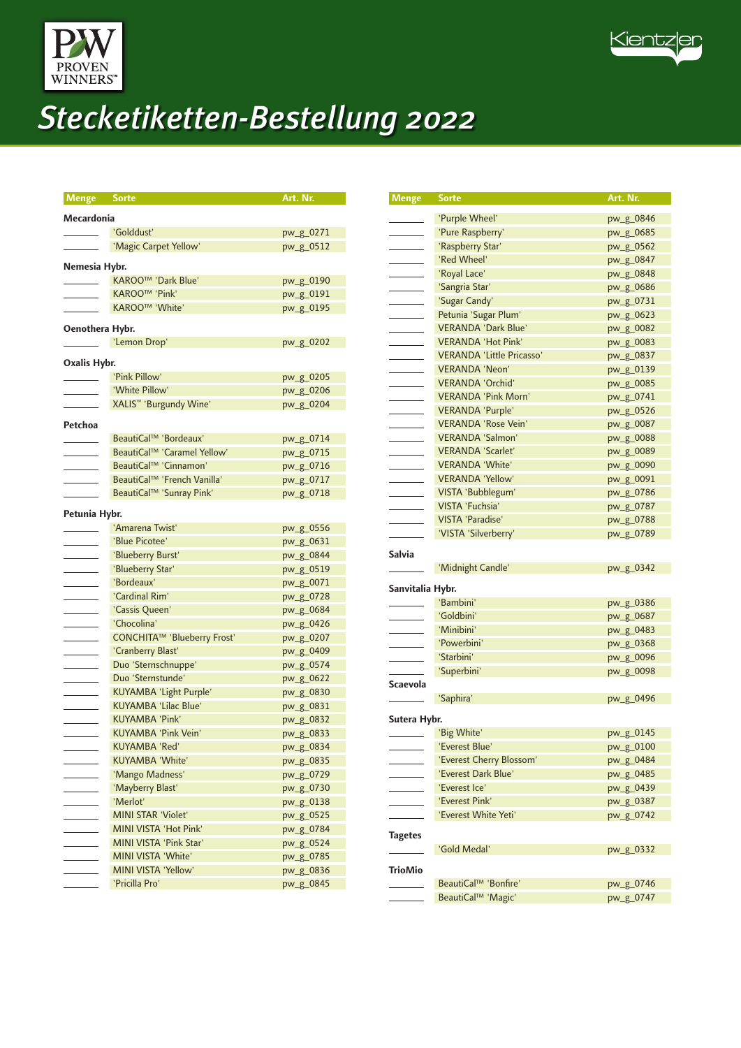# Stecketiketten-Bestellung 2022

| Menge | Sorte | Art. Nr. |
|---|---|---|
| | **Mecardonia** | |
| ______ | 'Golddust' | pw_g_0271 |
| ______ | 'Magic Carpet Yellow' | pw_g_0512 |
| | **Nemesia Hybr.** | |
| ______ | KAROO™ 'Dark Blue' | pw_g_0190 |
| ______ | KAROO™ 'Pink' | pw_g_0191 |
| ______ | KAROO™ 'White' | pw_g_0195 |
| | **Oenothera Hybr.** | |
| ______ | 'Lemon Drop' | pw_g_0202 |
| | **Oxalis Hybr.** | |
| ______ | 'Pink Pillow' | pw_g_0205 |
| ______ | 'White Pillow' | pw_g_0206 |
| ______ | XALIS™ 'Burgundy Wine' | pw_g_0204 |
| | **Petchoa** | |
| ______ | BeautiCal™ 'Bordeaux' | pw_g_0714 |
| ______ | BeautiCal™ 'Caramel Yellow' | pw_g_0715 |
| ______ | BeautiCal™ 'Cinnamon' | pw_g_0716 |
| ______ | BeautiCal™ 'French Vanilla' | pw_g_0717 |
| ______ | BeautiCal™ 'Sunray Pink' | pw_g_0718 |
| | **Petunia Hybr.** | |
| ______ | 'Amarena Twist' | pw_g_0556 |
| ______ | 'Blue Picotee' | pw_g_0631 |
| ______ | 'Blueberry Burst' | pw_g_0844 |
| ______ | 'Blueberry Star' | pw_g_0519 |
| ______ | 'Bordeaux' | pw_g_0071 |
| ______ | 'Cardinal Rim' | pw_g_0728 |
| ______ | 'Cassis Queen' | pw_g_0684 |
| ______ | 'Chocolina' | pw_g_0426 |
| ______ | CONCHITA™ 'Blueberry Frost' | pw_g_0207 |
| ______ | 'Cranberry Blast' | pw_g_0409 |
| ______ | Duo 'Sternschnuppe' | pw_g_0574 |
| ______ | Duo 'Sternstunde' | pw_g_0622 |
| ______ | KUYAMBA 'Light Purple' | pw_g_0830 |
| ______ | KUYAMBA 'Lilac Blue' | pw_g_0831 |
| ______ | KUYAMBA 'Pink' | pw_g_0832 |
| ______ | KUYAMBA 'Pink Vein' | pw_g_0833 |
| ______ | KUYAMBA 'Red' | pw_g_0834 |
| ______ | KUYAMBA 'White' | pw_g_0835 |
| ______ | 'Mango Madness' | pw_g_0729 |
| ______ | 'Mayberry Blast' | pw_g_0730 |
| ______ | 'Merlot' | pw_g_0138 |
| ______ | MINI STAR 'Violet' | pw_g_0525 |
| ______ | MINI VISTA 'Hot Pink' | pw_g_0784 |
| ______ | MINI VISTA 'Pink Star' | pw_g_0524 |
| ______ | MINI VISTA 'White' | pw_g_0785 |
| ______ | MINI VISTA 'Yellow' | pw_g_0836 |
| ______ | 'Pricilla Pro' | pw_g_0845 |
| ______ | 'Purple Wheel' | pw_g_0846 |
| ______ | 'Pure Raspberry' | pw_g_0685 |
| ______ | 'Raspberry Star' | pw_g_0562 |
| ______ | 'Red Wheel' | pw_g_0847 |
| ______ | 'Royal Lace' | pw_g_0848 |
| ______ | 'Sangria Star' | pw_g_0686 |
| ______ | 'Sugar Candy' | pw_g_0731 |
| ______ | Petunia 'Sugar Plum' | pw_g_0623 |
| ______ | VERANDA 'Dark Blue' | pw_g_0082 |
| ______ | VERANDA 'Hot Pink' | pw_g_0083 |
| ______ | VERANDA 'Little Pricasso' | pw_g_0837 |
| ______ | VERANDA 'Neon' | pw_g_0139 |
| ______ | VERANDA 'Orchid' | pw_g_0085 |
| ______ | VERANDA 'Pink Morn' | pw_g_0741 |
| ______ | VERANDA 'Purple' | pw_g_0526 |
| ______ | VERANDA 'Rose Vein' | pw_g_0087 |
| ______ | VERANDA 'Salmon' | pw_g_0088 |
| ______ | VERANDA 'Scarlet' | pw_g_0089 |
| ______ | VERANDA 'White' | pw_g_0090 |
| ______ | VERANDA 'Yellow' | pw_g_0091 |
| ______ | VISTA 'Bubblegum' | pw_g_0786 |
| ______ | VISTA 'Fuchsia' | pw_g_0787 |
| ______ | VISTA 'Paradise' | pw_g_0788 |
| ______ | 'VISTA 'Silverberry' | pw_g_0789 |
| | **Salvia** | |
| ______ | 'Midnight Candle' | pw_g_0342 |
| | **Sanvitalia Hybr.** | |
| ______ | 'Bambini' | pw_g_0386 |
| ______ | 'Goldbini' | pw_g_0687 |
| ______ | 'Minibini' | pw_g_0483 |
| ______ | 'Powerbini' | pw_g_0368 |
| ______ | 'Starbini' | pw_g_0096 |
| ______ | 'Superbini' | pw_g_0098 |
| | **Scaevola** | |
| ______ | 'Saphira' | pw_g_0496 |
| | **Sutera Hybr.** | |
| ______ | 'Big White' | pw_g_0145 |
| ______ | 'Everest Blue' | pw_g_0100 |
| ______ | 'Everest Cherry Blossom' | pw_g_0484 |
| ______ | 'Everest Dark Blue' | pw_g_0485 |
| ______ | 'Everest Ice' | pw_g_0439 |
| ______ | 'Everest Pink' | pw_g_0387 |
| ______ | 'Everest White Yeti' | pw_g_0742 |
| | **Tagetes** | |
| ______ | 'Gold Medal' | pw_g_0332 |
| | **TrioMio** | |
| ______ | BeautiCal™ 'Bonfire' | pw_g_0746 |
| ______ | BeautiCal™ 'Magic' | pw_g_0747 |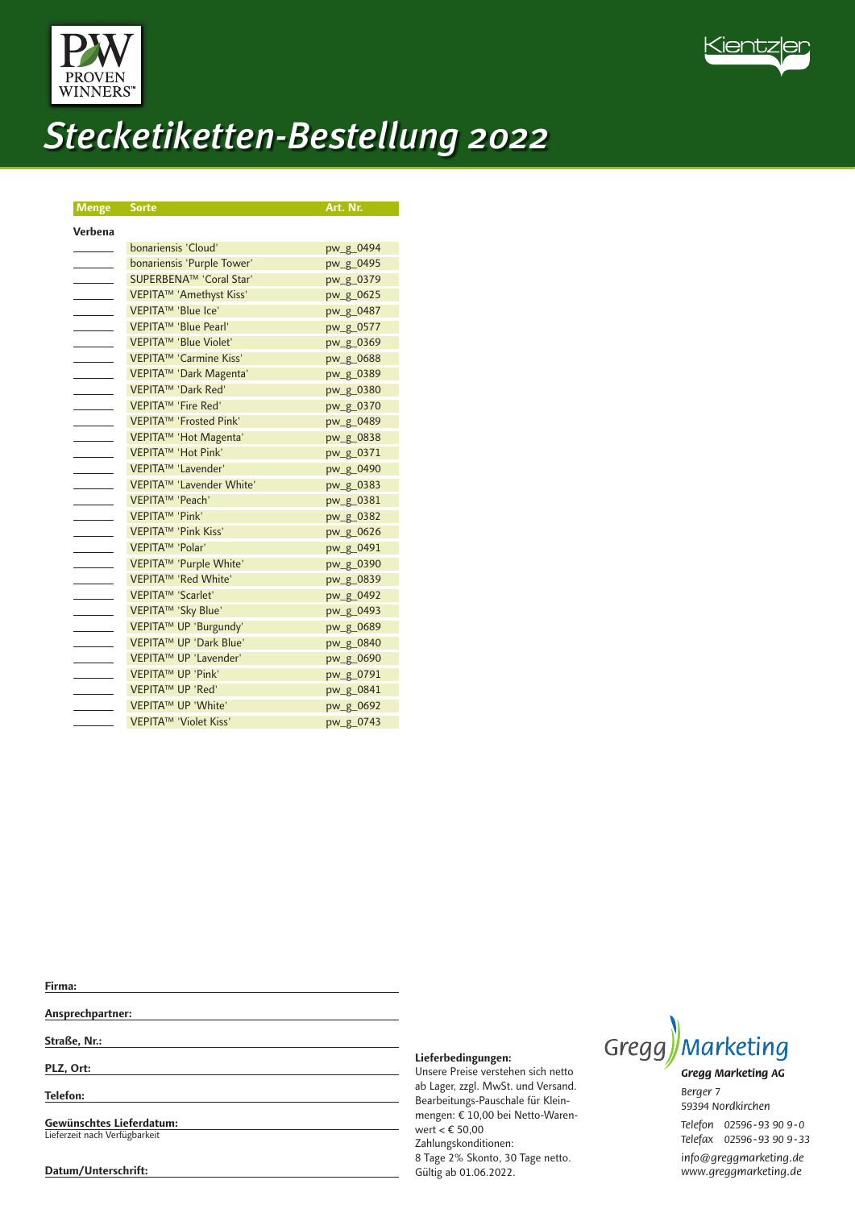PROVEN WINNERS™

Kientzler

# Stecketiketten-Bestellung 2022

| Menge | Sorte | Art. Nr. |
|---|---|---|
| **Verbena** | | |
| ______ | bonariensis 'Cloud' | pw_g_0494 |
| ______ | bonariensis 'Purple Tower' | pw_g_0495 |
| ______ | SUPERBENA™ 'Coral Star' | pw_g_0379 |
| ______ | VEPITA™ 'Amethyst Kiss' | pw_g_0625 |
| ______ | VEPITA™ 'Blue Ice' | pw_g_0487 |
| ______ | VEPITA™ 'Blue Pearl' | pw_g_0577 |
| ______ | VEPITA™ 'Blue Violet' | pw_g_0369 |
| ______ | VEPITA™ 'Carmine Kiss' | pw_g_0688 |
| ______ | VEPITA™ 'Dark Magenta' | pw_g_0389 |
| ______ | VEPITA™ 'Dark Red' | pw_g_0380 |
| ______ | VEPITA™ 'Fire Red' | pw_g_0370 |
| ______ | VEPITA™ 'Frosted Pink' | pw_g_0489 |
| ______ | VEPITA™ 'Hot Magenta' | pw_g_0838 |
| ______ | VEPITA™ 'Hot Pink' | pw_g_0371 |
| ______ | VEPITA™ 'Lavender' | pw_g_0490 |
| ______ | VEPITA™ 'Lavender White' | pw_g_0383 |
| ______ | VEPITA™ 'Peach' | pw_g_0381 |
| ______ | VEPITA™ 'Pink' | pw_g_0382 |
| ______ | VEPITA™ 'Pink Kiss' | pw_g_0626 |
| ______ | VEPITA™ 'Polar' | pw_g_0491 |
| ______ | VEPITA™ 'Purple White' | pw_g_0390 |
| ______ | VEPITA™ 'Red White' | pw_g_0839 |
| ______ | VEPITA™ 'Scarlet' | pw_g_0492 |
| ______ | VEPITA™ 'Sky Blue' | pw_g_0493 |
| ______ | VEPITA™ UP 'Burgundy' | pw_g_0689 |
| ______ | VEPITA™ UP 'Dark Blue' | pw_g_0840 |
| ______ | VEPITA™ UP 'Lavender' | pw_g_0690 |
| ______ | VEPITA™ UP 'Pink' | pw_g_0791 |
| ______ | VEPITA™ UP 'Red' | pw_g_0841 |
| ______ | VEPITA™ UP 'White' | pw_g_0692 |
| ______ | VEPITA™ 'Violet Kiss' | pw_g_0743 |

**Firma:** ______________________________

**Ansprechpartner:** ______________________________

**Straße, Nr.:** ______________________________

**PLZ, Ort:** ______________________________

**Telefon:** ______________________________

**Gewünschtes Lieferdatum:** ______________________________
Lieferzeit nach Verfügbarkeit

**Datum/Unterschrift:** ______________________________

**Lieferbedingungen:**
Unsere Preise verstehen sich netto ab Lager, zzgl. MwSt. und Versand. Bearbeitungs-Pauschale für Kleinmengen: € 10,00 bei Netto-Warenwert < € 50,00
Zahlungskonditionen:
8 Tage 2% Skonto, 30 Tage netto.
Gültig ab 01.06.2022.

Gregg Marketing

***Gregg Marketing AG***
*Berger 7*
*59394 Nordkirchen*
*Telefon* 02596 - 93 90 9 - 0
*Telefax* 02596 - 93 90 9 - 33
*info@greggmarketing.de*
*www.greggmarketing.de*